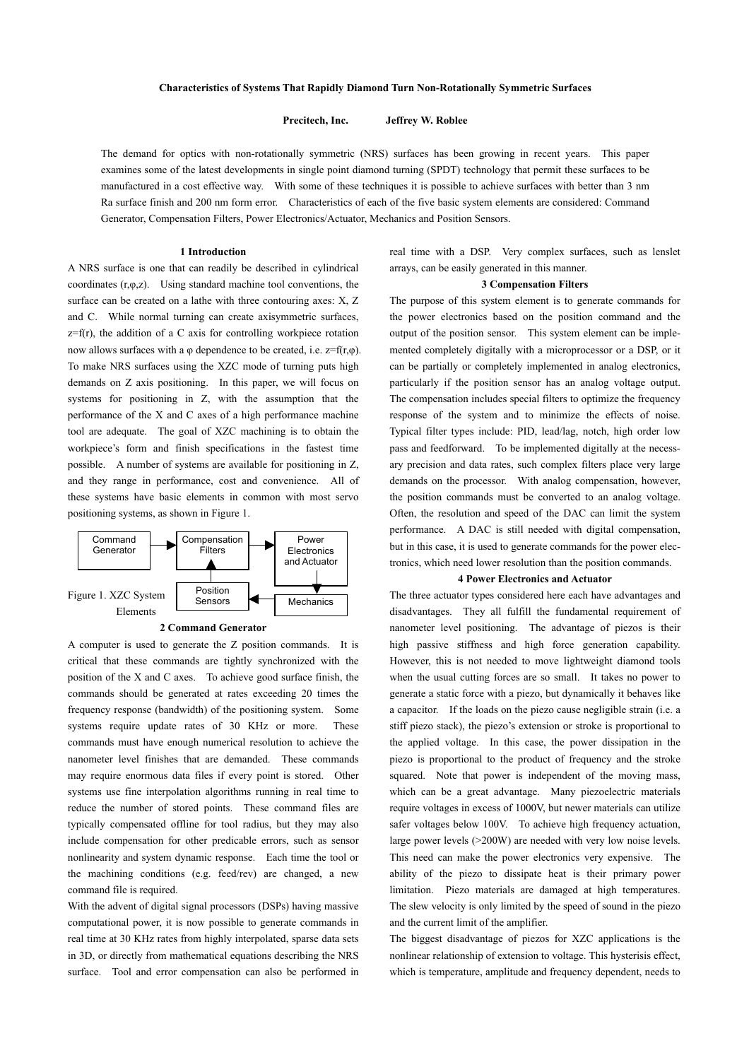# Characteristics of Systems That Rapidly Diamond Turn Non-Rotationally Symmetric Surfaces

**Precitech, Inc.** **Jeffrey W. Roblee**

The demand for optics with non-rotationally symmetric (NRS) surfaces has been growing in recent years. This paper examines some of the latest developments in single point diamond turning (SPDT) technology that permit these surfaces to be manufactured in a cost effective way. With some of these techniques it is possible to achieve surfaces with better than 3 nm Ra surface finish and 200 nm form error. Characteristics of each of the five basic system elements are considered: Command Generator, Compensation Filters, Power Electronics/Actuator, Mechanics and Position Sensors.

## 1 Introduction

A NRS surface is one that can readily be described in cylindrical coordinates (r,φ,z). Using standard machine tool conventions, the surface can be created on a lathe with three contouring axes: X, Z and C. While normal turning can create axisymmetric surfaces, z=f(r), the addition of a C axis for controlling workpiece rotation now allows surfaces with a φ dependence to be created, i.e. z=f(r,φ). To make NRS surfaces using the XZC mode of turning puts high demands on Z axis positioning. In this paper, we will focus on systems for positioning in Z, with the assumption that the performance of the X and C axes of a high performance machine tool are adequate. The goal of XZC machining is to obtain the workpiece's form and finish specifications in the fastest time possible. A number of systems are available for positioning in Z, and they range in performance, cost and convenience. All of these systems have basic elements in common with most servo positioning systems, as shown in Figure 1.

Command Generator → Compensation Filters → Power Electronics and Actuator → Mechanics → Position Sensors → Compensation Filters

Figure 1. XZC System Elements

## 2 Command Generator

A computer is used to generate the Z position commands. It is critical that these commands are tightly synchronized with the position of the X and C axes. To achieve good surface finish, the commands should be generated at rates exceeding 20 times the frequency response (bandwidth) of the positioning system. Some systems require update rates of 30 KHz or more. These commands must have enough numerical resolution to achieve the nanometer level finishes that are demanded. These commands may require enormous data files if every point is stored. Other systems use fine interpolation algorithms running in real time to reduce the number of stored points. These command files are typically compensated offline for tool radius, but they may also include compensation for other predicable errors, such as sensor nonlinearity and system dynamic response. Each time the tool or the machining conditions (e.g. feed/rev) are changed, a new command file is required.

With the advent of digital signal processors (DSPs) having massive computational power, it is now possible to generate commands in real time at 30 KHz rates from highly interpolated, sparse data sets in 3D, or directly from mathematical equations describing the NRS surface. Tool and error compensation can also be performed in real time with a DSP. Very complex surfaces, such as lenslet arrays, can be easily generated in this manner.

## 3 Compensation Filters

The purpose of this system element is to generate commands for the power electronics based on the position command and the output of the position sensor. This system element can be implemented completely digitally with a microprocessor or a DSP, or it can be partially or completely implemented in analog electronics, particularly if the position sensor has an analog voltage output. The compensation includes special filters to optimize the frequency response of the system and to minimize the effects of noise. Typical filter types include: PID, lead/lag, notch, high order low pass and feedforward. To be implemented digitally at the necessary precision and data rates, such complex filters place very large demands on the processor. With analog compensation, however, the position commands must be converted to an analog voltage. Often, the resolution and speed of the DAC can limit the system performance. A DAC is still needed with digital compensation, but in this case, it is used to generate commands for the power electronics, which need lower resolution than the position commands.

## 4 Power Electronics and Actuator

The three actuator types considered here each have advantages and disadvantages. They all fulfill the fundamental requirement of nanometer level positioning. The advantage of piezos is their high passive stiffness and high force generation capability. However, this is not needed to move lightweight diamond tools when the usual cutting forces are so small. It takes no power to generate a static force with a piezo, but dynamically it behaves like a capacitor. If the loads on the piezo cause negligible strain (i.e. a stiff piezo stack), the piezo's extension or stroke is proportional to the applied voltage. In this case, the power dissipation in the piezo is proportional to the product of frequency and the stroke squared. Note that power is independent of the moving mass, which can be a great advantage. Many piezoelectric materials require voltages in excess of 1000V, but newer materials can utilize safer voltages below 100V. To achieve high frequency actuation, large power levels (>200W) are needed with very low noise levels. This need can make the power electronics very expensive. The ability of the piezo to dissipate heat is their primary power limitation. Piezo materials are damaged at high temperatures. The slew velocity is only limited by the speed of sound in the piezo and the current limit of the amplifier.

The biggest disadvantage of piezos for XZC applications is the nonlinear relationship of extension to voltage. This hysterisis effect, which is temperature, amplitude and frequency dependent, needs to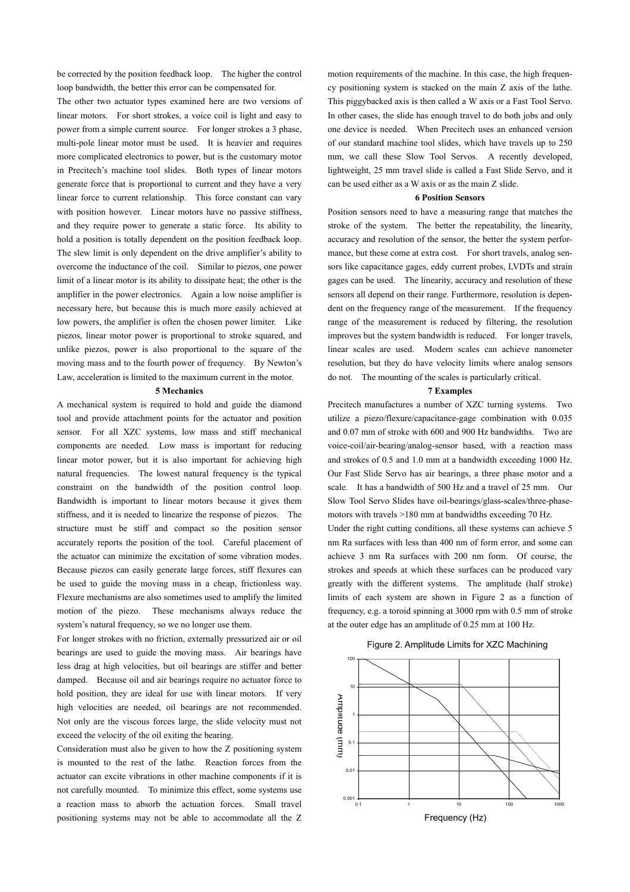be corrected by the position feedback loop. The higher the control loop bandwidth, the better this error can be compensated for.

The other two actuator types examined here are two versions of linear motors. For short strokes, a voice coil is light and easy to power from a simple current source. For longer strokes a 3 phase, multi-pole linear motor must be used. It is heavier and requires more complicated electronics to power, but is the customary motor in Precitech's machine tool slides. Both types of linear motors generate force that is proportional to current and they have a very linear force to current relationship. This force constant can vary with position however. Linear motors have no passive stiffness, and they require power to generate a static force. Its ability to hold a position is totally dependent on the position feedback loop. The slew limit is only dependent on the drive amplifier's ability to overcome the inductance of the coil. Similar to piezos, one power limit of a linear motor is its ability to dissipate heat; the other is the amplifier in the power electronics. Again a low noise amplifier is necessary here, but because this is much more easily achieved at low powers, the amplifier is often the chosen power limiter. Like piezos, linear motor power is proportional to stroke squared, and unlike piezos, power is also proportional to the square of the moving mass and to the fourth power of frequency. By Newton's Law, acceleration is limited to the maximum current in the motor.

## 5 Mechanics

A mechanical system is required to hold and guide the diamond tool and provide attachment points for the actuator and position sensor. For all XZC systems, low mass and stiff mechanical components are needed. Low mass is important for reducing linear motor power, but it is also important for achieving high natural frequencies. The lowest natural frequency is the typical constraint on the bandwidth of the position control loop. Bandwidth is important to linear motors because it gives them stiffness, and it is needed to linearize the response of piezos. The structure must be stiff and compact so the position sensor accurately reports the position of the tool. Careful placement of the actuator can minimize the excitation of some vibration modes. Because piezos can easily generate large forces, stiff flexures can be used to guide the moving mass in a cheap, frictionless way. Flexure mechanisms are also sometimes used to amplify the limited motion of the piezo. These mechanisms always reduce the system's natural frequency, so we no longer use them.

For longer strokes with no friction, externally pressurized air or oil bearings are used to guide the moving mass. Air bearings have less drag at high velocities, but oil bearings are stiffer and better damped. Because oil and air bearings require no actuator force to hold position, they are ideal for use with linear motors. If very high velocities are needed, oil bearings are not recommended. Not only are the viscous forces large, the slide velocity must not exceed the velocity of the oil exiting the bearing.

Consideration must also be given to how the Z positioning system is mounted to the rest of the lathe. Reaction forces from the actuator can excite vibrations in other machine components if it is not carefully mounted. To minimize this effect, some systems use a reaction mass to absorb the actuation forces. Small travel positioning systems may not be able to accommodate all the Z motion requirements of the machine. In this case, the high frequency positioning system is stacked on the main Z axis of the lathe. This piggybacked axis is then called a W axis or a Fast Tool Servo. In other cases, the slide has enough travel to do both jobs and only one device is needed. When Precitech uses an enhanced version of our standard machine tool slides, which have travels up to 250 mm, we call these Slow Tool Servos. A recently developed, lightweight, 25 mm travel slide is called a Fast Slide Servo, and it can be used either as a W axis or as the main Z slide.

## 6 Position Sensors

Position sensors need to have a measuring range that matches the stroke of the system. The better the repeatability, the linearity, accuracy and resolution of the sensor, the better the system performance, but these come at extra cost. For short travels, analog sensors like capacitance gages, eddy current probes, LVDTs and strain gages can be used. The linearity, accuracy and resolution of these sensors all depend on their range. Furthermore, resolution is dependent on the frequency range of the measurement. If the frequency range of the measurement is reduced by filtering, the resolution improves but the system bandwidth is reduced. For longer travels, linear scales are used. Modern scales can achieve nanometer resolution, but they do have velocity limits where analog sensors do not. The mounting of the scales is particularly critical.

## 7 Examples

Precitech manufactures a number of XZC turning systems. Two utilize a piezo/flexure/capacitance-gage combination with 0.035 and 0.07 mm of stroke with 600 and 900 Hz bandwidths. Two are voice-coil/air-bearing/analog-sensor based, with a reaction mass and strokes of 0.5 and 1.0 mm at a bandwidth exceeding 1000 Hz. Our Fast Slide Servo has air bearings, a three phase motor and a scale. It has a bandwidth of 500 Hz and a travel of 25 mm. Our Slow Tool Servo Slides have oil-bearings/glass-scales/three-phase-motors with travels >180 mm at bandwidths exceeding 70 Hz.

Under the right cutting conditions, all these systems can achieve 5 nm Ra surfaces with less than 400 nm of form error, and some can achieve 3 nm Ra surfaces with 200 nm form. Of course, the strokes and speeds at which these surfaces can be produced vary greatly with the different systems. The amplitude (half stroke) limits of each system are shown in Figure 2 as a function of frequency, e.g. a toroid spinning at 3000 rpm with 0.5 mm of stroke at the outer edge has an amplitude of 0.25 mm at 100 Hz.

Figure 2. Amplitude Limits for XZC Machining

Amplitude (mm)

100
10
1
0.1
0.01
0.001

0.1
1
10
100
1000

Frequency (Hz)